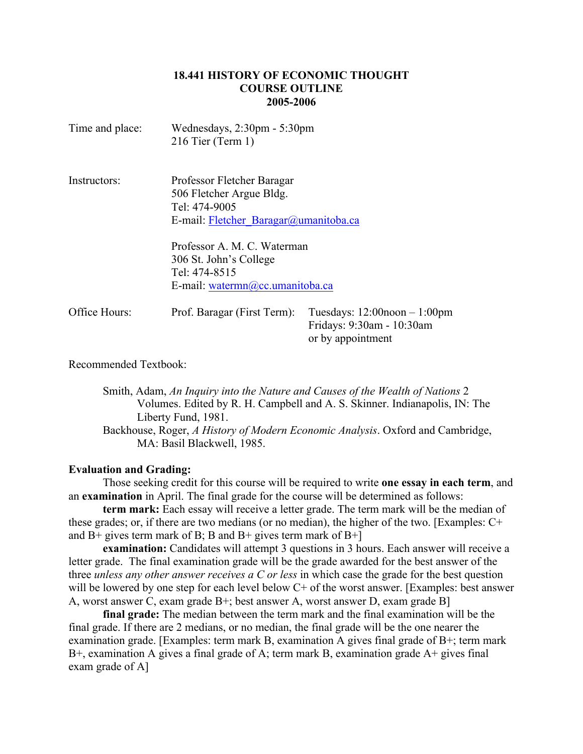# 18.441 HISTORY OF ECONOMIC THOUGHT
## COURSE OUTLINE
## 2005-2006

| | | |
|---|---|---|
| Time and place: | Wednesdays, 2:30pm - 5:30pm<br>216 Tier (Term 1) | |
| Instructors: | Professor Fletcher Baragar<br>506 Fletcher Argue Bldg.<br>Tel: 474-9005<br>E-mail: Fletcher_Baragar@umanitoba.ca<br><br>Professor A. M. C. Waterman<br>306 St. John's College<br>Tel: 474-8515<br>E-mail: watermn@cc.umanitoba.ca | |
| Office Hours: | Prof. Baragar (First Term): | Tuesdays: 12:00noon – 1:00pm<br>Fridays: 9:30am - 10:30am<br>or by appointment |

Recommended Textbook:

> Smith, Adam, *An Inquiry into the Nature and Causes of the Wealth of Nations* 2 Volumes. Edited by R. H. Campbell and A. S. Skinner. Indianapolis, IN: The Liberty Fund, 1981.
>
> Backhouse, Roger, *A History of Modern Economic Analysis*. Oxford and Cambridge, MA: Basil Blackwell, 1985.

**Evaluation and Grading:**

Those seeking credit for this course will be required to write **one essay in each term**, and an **examination** in April. The final grade for the course will be determined as follows:

**term mark:** Each essay will receive a letter grade. The term mark will be the median of these grades; or, if there are two medians (or no median), the higher of the two. [Examples: C+ and B+ gives term mark of B; B and B+ gives term mark of B+]

**examination:** Candidates will attempt 3 questions in 3 hours. Each answer will receive a letter grade. The final examination grade will be the grade awarded for the best answer of the three *unless any other answer receives a C or less* in which case the grade for the best question will be lowered by one step for each level below C+ of the worst answer. [Examples: best answer A, worst answer C, exam grade B+; best answer A, worst answer D, exam grade B]

**final grade:** The median between the term mark and the final examination will be the final grade. If there are 2 medians, or no median, the final grade will be the one nearer the examination grade. [Examples: term mark B, examination A gives final grade of B+; term mark B+, examination A gives a final grade of A; term mark B, examination grade A+ gives final exam grade of A]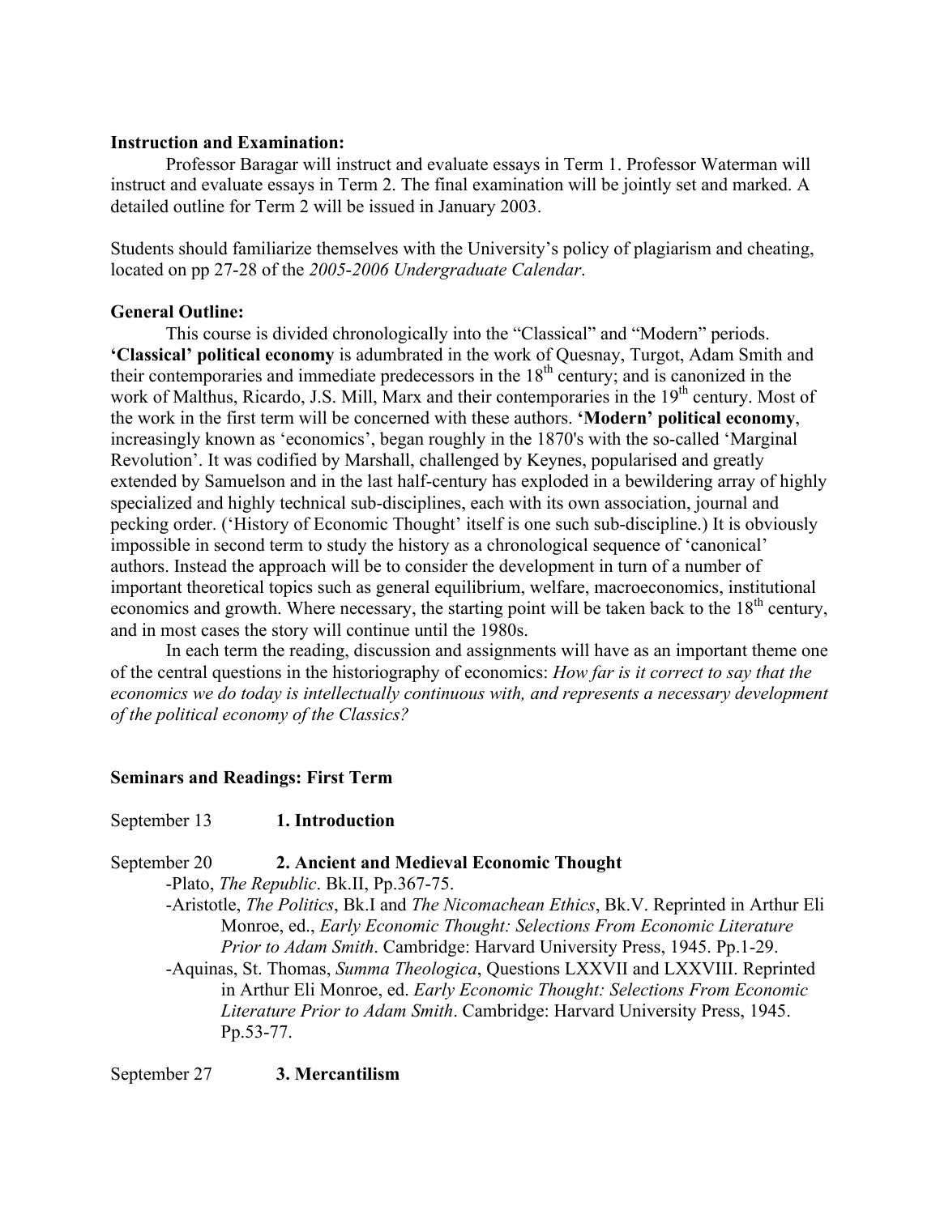**Instruction and Examination:**

Professor Baragar will instruct and evaluate essays in Term 1. Professor Waterman will instruct and evaluate essays in Term 2. The final examination will be jointly set and marked. A detailed outline for Term 2 will be issued in January 2003.

Students should familiarize themselves with the University's policy of plagiarism and cheating, located on pp 27-28 of the *2005-2006 Undergraduate Calendar*.

**General Outline:**

This course is divided chronologically into the "Classical" and "Modern" periods. **'Classical' political economy** is adumbrated in the work of Quesnay, Turgot, Adam Smith and their contemporaries and immediate predecessors in the 18th century; and is canonized in the work of Malthus, Ricardo, J.S. Mill, Marx and their contemporaries in the 19th century. Most of the work in the first term will be concerned with these authors. **'Modern' political economy**, increasingly known as 'economics', began roughly in the 1870's with the so-called 'Marginal Revolution'. It was codified by Marshall, challenged by Keynes, popularised and greatly extended by Samuelson and in the last half-century has exploded in a bewildering array of highly specialized and highly technical sub-disciplines, each with its own association, journal and pecking order. ('History of Economic Thought' itself is one such sub-discipline.) It is obviously impossible in second term to study the history as a chronological sequence of 'canonical' authors. Instead the approach will be to consider the development in turn of a number of important theoretical topics such as general equilibrium, welfare, macroeconomics, institutional economics and growth. Where necessary, the starting point will be taken back to the 18th century, and in most cases the story will continue until the 1980s.

In each term the reading, discussion and assignments will have as an important theme one of the central questions in the historiography of economics: *How far is it correct to say that the economics we do today is intellectually continuous with, and represents a necessary development of the political economy of the Classics?*

**Seminars and Readings: First Term**

September 13 **1. Introduction**

September 20 **2. Ancient and Medieval Economic Thought**

- Plato, *The Republic*. Bk.II, Pp.367-75.
- Aristotle, *The Politics*, Bk.I and *The Nicomachean Ethics*, Bk.V. Reprinted in Arthur Eli Monroe, ed., *Early Economic Thought: Selections From Economic Literature Prior to Adam Smith*. Cambridge: Harvard University Press, 1945. Pp.1-29.
- Aquinas, St. Thomas, *Summa Theologica*, Questions LXXVII and LXXVIII. Reprinted in Arthur Eli Monroe, ed. *Early Economic Thought: Selections From Economic Literature Prior to Adam Smith*. Cambridge: Harvard University Press, 1945. Pp.53-77.

September 27 **3. Mercantilism**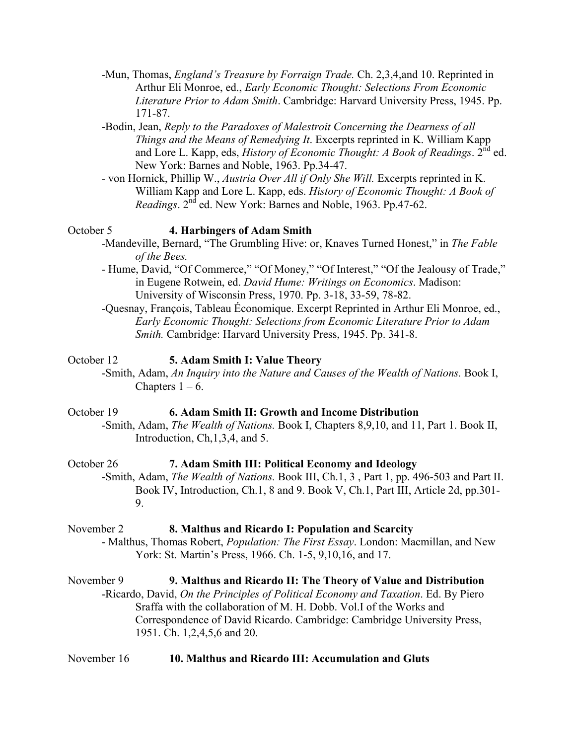- Mun, Thomas, *England's Treasure by Forraign Trade.* Ch. 2,3,4,and 10. Reprinted in Arthur Eli Monroe, ed., *Early Economic Thought: Selections From Economic Literature Prior to Adam Smith*. Cambridge: Harvard University Press, 1945. Pp. 171-87.
- Bodin, Jean, *Reply to the Paradoxes of Malestroit Concerning the Dearness of all Things and the Means of Remedying It*. Excerpts reprinted in K. William Kapp and Lore L. Kapp, eds, *History of Economic Thought: A Book of Readings*. 2nd ed. New York: Barnes and Noble, 1963. Pp.34-47.
- von Hornick, Phillip W., *Austria Over All if Only She Will.* Excerpts reprinted in K. William Kapp and Lore L. Kapp, eds. *History of Economic Thought: A Book of Readings*. 2nd ed. New York: Barnes and Noble, 1963. Pp.47-62.

October 5 **4. Harbingers of Adam Smith**

- Mandeville, Bernard, "The Grumbling Hive: or, Knaves Turned Honest," in *The Fable of the Bees.*
- Hume, David, "Of Commerce," "Of Money," "Of Interest," "Of the Jealousy of Trade," in Eugene Rotwein, ed. *David Hume: Writings on Economics*. Madison: University of Wisconsin Press, 1970. Pp. 3-18, 33-59, 78-82.
- Quesnay, François, Tableau Économique. Excerpt Reprinted in Arthur Eli Monroe, ed., *Early Economic Thought: Selections from Economic Literature Prior to Adam Smith.* Cambridge: Harvard University Press, 1945. Pp. 341-8.

October 12 **5. Adam Smith I: Value Theory**

- Smith, Adam, *An Inquiry into the Nature and Causes of the Wealth of Nations.* Book I, Chapters 1 – 6.

October 19 **6. Adam Smith II: Growth and Income Distribution**

- Smith, Adam, *The Wealth of Nations.* Book I, Chapters 8,9,10, and 11, Part 1. Book II, Introduction, Ch,1,3,4, and 5.

October 26 **7. Adam Smith III: Political Economy and Ideology**

- Smith, Adam, *The Wealth of Nations.* Book III, Ch.1, 3 , Part 1, pp. 496-503 and Part II. Book IV, Introduction, Ch.1, 8 and 9. Book V, Ch.1, Part III, Article 2d, pp.301-9.

November 2 **8. Malthus and Ricardo I: Population and Scarcity**

- Malthus, Thomas Robert, *Population: The First Essay*. London: Macmillan, and New York: St. Martin's Press, 1966. Ch. 1-5, 9,10,16, and 17.

November 9 **9. Malthus and Ricardo II: The Theory of Value and Distribution**

- Ricardo, David, *On the Principles of Political Economy and Taxation*. Ed. By Piero Sraffa with the collaboration of M. H. Dobb. Vol.I of the Works and Correspondence of David Ricardo. Cambridge: Cambridge University Press, 1951. Ch. 1,2,4,5,6 and 20.

November 16 **10. Malthus and Ricardo III: Accumulation and Gluts**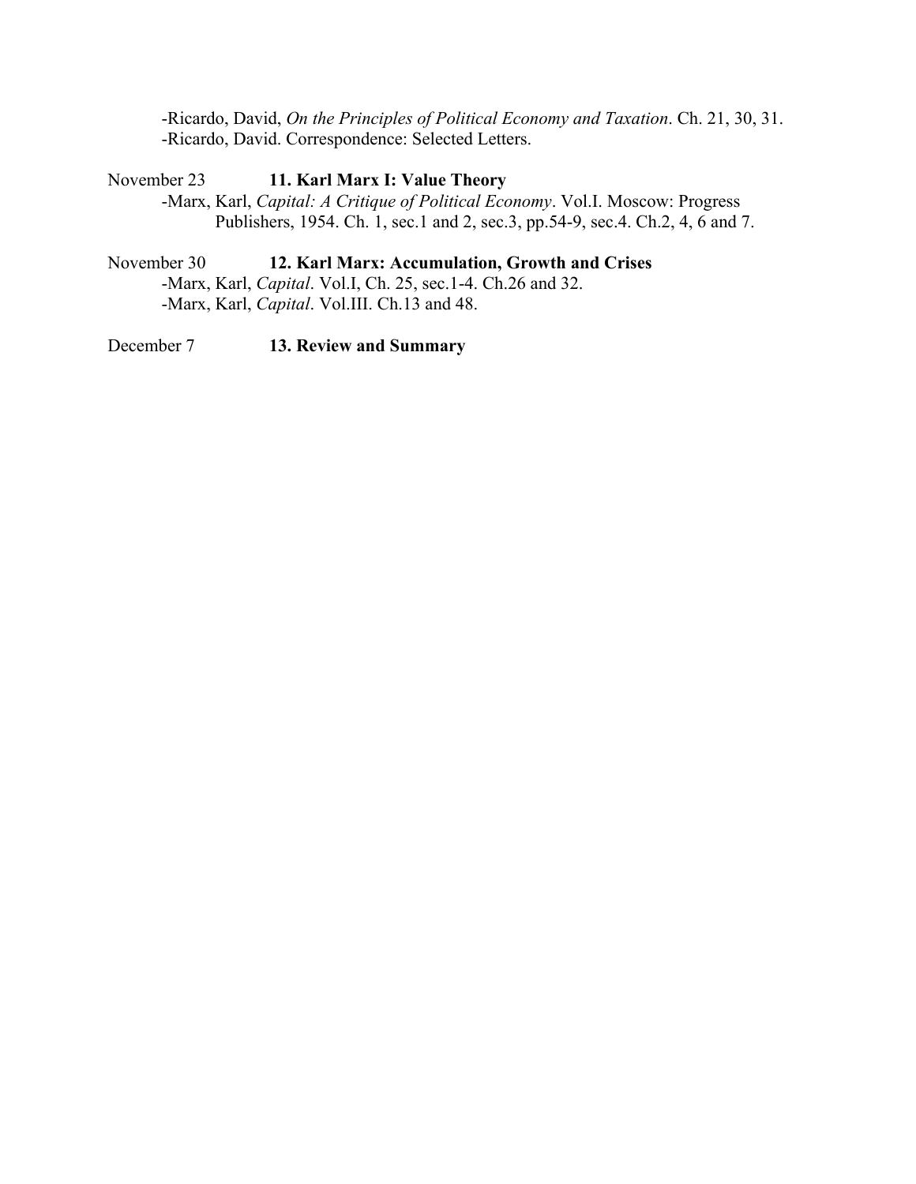-Ricardo, David, *On the Principles of Political Economy and Taxation*. Ch. 21, 30, 31.
-Ricardo, David. Correspondence: Selected Letters.

November 23 **11. Karl Marx I: Value Theory**

-Marx, Karl, *Capital: A Critique of Political Economy*. Vol.I. Moscow: Progress Publishers, 1954. Ch. 1, sec.1 and 2, sec.3, pp.54-9, sec.4. Ch.2, 4, 6 and 7.

November 30 **12. Karl Marx: Accumulation, Growth and Crises**

-Marx, Karl, *Capital*. Vol.I, Ch. 25, sec.1-4. Ch.26 and 32.
-Marx, Karl, *Capital*. Vol.III. Ch.13 and 48.

December 7 **13. Review and Summary**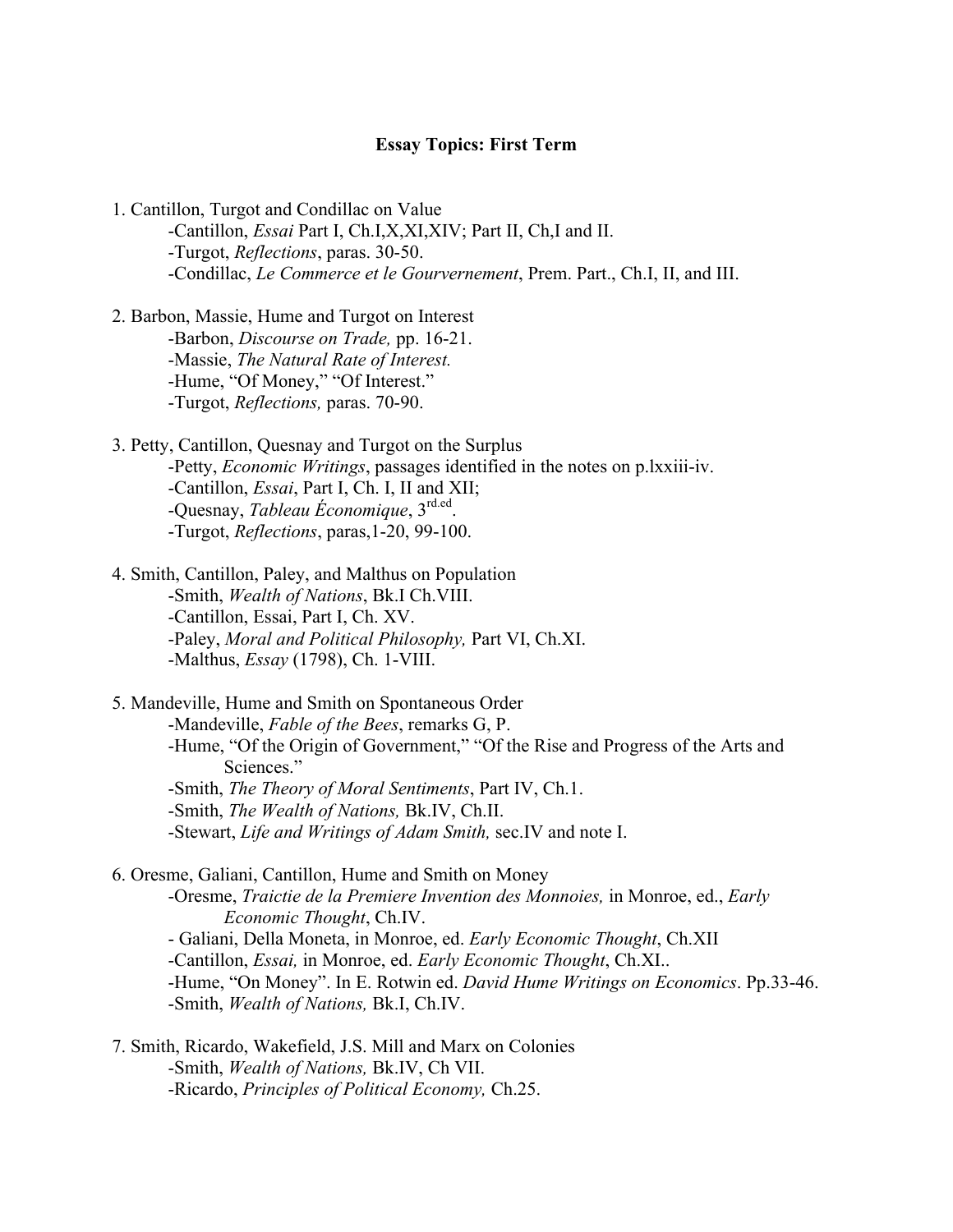## Essay Topics: First Term

1. Cantillon, Turgot and Condillac on Value
   - -Cantillon, *Essai* Part I, Ch.I,X,XI,XIV; Part II, Ch,I and II.
   - -Turgot, *Reflections*, paras. 30-50.
   - -Condillac, *Le Commerce et le Gourvernement*, Prem. Part., Ch.I, II, and III.

2. Barbon, Massie, Hume and Turgot on Interest
   - -Barbon, *Discourse on Trade,* pp. 16-21.
   - -Massie, *The Natural Rate of Interest.*
   - -Hume, "Of Money," "Of Interest."
   - -Turgot, *Reflections,* paras. 70-90.

3. Petty, Cantillon, Quesnay and Turgot on the Surplus
   - -Petty, *Economic Writings*, passages identified in the notes on p.lxxiii-iv.
   - -Cantillon, *Essai*, Part I, Ch. I, II and XII;
   - -Quesnay, *Tableau Économique*, 3rd.ed.
   - -Turgot, *Reflections*, paras,1-20, 99-100.

4. Smith, Cantillon, Paley, and Malthus on Population
   - -Smith, *Wealth of Nations*, Bk.I Ch.VIII.
   - -Cantillon, Essai, Part I, Ch. XV.
   - -Paley, *Moral and Political Philosophy,* Part VI, Ch.XI.
   - -Malthus, *Essay* (1798), Ch. 1-VIII.

5. Mandeville, Hume and Smith on Spontaneous Order
   - -Mandeville, *Fable of the Bees*, remarks G, P.
   - -Hume, "Of the Origin of Government," "Of the Rise and Progress of the Arts and Sciences."
   - -Smith, *The Theory of Moral Sentiments*, Part IV, Ch.1.
   - -Smith, *The Wealth of Nations,* Bk.IV, Ch.II.
   - -Stewart, *Life and Writings of Adam Smith,* sec.IV and note I.

6. Oresme, Galiani, Cantillon, Hume and Smith on Money
   - -Oresme, *Traictie de la Premiere Invention des Monnoies,* in Monroe, ed., *Early Economic Thought*, Ch.IV.
   - - Galiani, Della Moneta, in Monroe, ed. *Early Economic Thought*, Ch.XII
   - -Cantillon, *Essai,* in Monroe, ed. *Early Economic Thought*, Ch.XI..
   - -Hume, "On Money". In E. Rotwin ed. *David Hume Writings on Economics*. Pp.33-46.
   - -Smith, *Wealth of Nations,* Bk.I, Ch.IV.

7. Smith, Ricardo, Wakefield, J.S. Mill and Marx on Colonies
   - -Smith, *Wealth of Nations,* Bk.IV, Ch VII.
   - -Ricardo, *Principles of Political Economy,* Ch.25.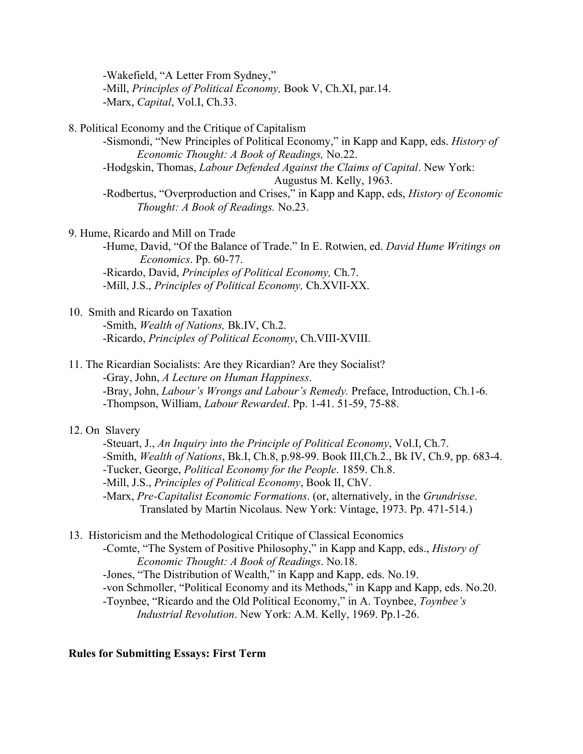-Wakefield, "A Letter From Sydney,"
-Mill, *Principles of Political Economy,* Book V, Ch.XI, par.14.
-Marx, *Capital*, Vol.I, Ch.33.

8. Political Economy and the Critique of Capitalism
   - -Sismondi, "New Principles of Political Economy," in Kapp and Kapp, eds. *History of Economic Thought: A Book of Readings,* No.22.
   - -Hodgskin, Thomas, *Labour Defended Against the Claims of Capital*. New York: Augustus M. Kelly, 1963.
   - -Rodbertus, "Overproduction and Crises," in Kapp and Kapp, eds, *History of Economic Thought: A Book of Readings.* No.23.

9. Hume, Ricardo and Mill on Trade
   - -Hume, David, "Of the Balance of Trade." In E. Rotwien, ed. *David Hume Writings on Economics*. Pp. 60-77.
   - -Ricardo, David, *Principles of Political Economy,* Ch.7.
   - -Mill, J.S., *Principles of Political Economy,* Ch.XVII-XX.

10. Smith and Ricardo on Taxation
   - -Smith, *Wealth of Nations,* Bk.IV, Ch.2.
   - -Ricardo, *Principles of Political Economy*, Ch.VIII-XVIII.

11. The Ricardian Socialists: Are they Ricardian? Are they Socialist?
   - -Gray, John, *A Lecture on Human Happiness*.
   - -Bray, John, *Labour's Wrongs and Labour's Remedy.* Preface, Introduction, Ch.1-6.
   - -Thompson, William, *Labour Rewarded*. Pp. 1-41. 51-59, 75-88.

12. On Slavery
   - -Steuart, J., *An Inquiry into the Principle of Political Economy*, Vol.I, Ch.7.
   - -Smith, *Wealth of Nations*, Bk.I, Ch.8, p.98-99. Book III,Ch.2., Bk IV, Ch.9, pp. 683-4.
   - -Tucker, George, *Political Economy for the People*. 1859. Ch.8.
   - -Mill, J.S., *Principles of Political Economy*, Book II, ChV.
   - -Marx, *Pre-Capitalist Economic Formations*. (or, alternatively, in the *Grundrisse*. Translated by Martin Nicolaus. New York: Vintage, 1973. Pp. 471-514.)

13. Historicism and the Methodological Critique of Classical Economics
   - -Comte, "The System of Positive Philosophy," in Kapp and Kapp, eds., *History of Economic Thought: A Book of Readings*. No.18.
   - -Jones, "The Distribution of Wealth," in Kapp and Kapp, eds. No.19.
   - -von Schmoller, "Political Economy and its Methods," in Kapp and Kapp, eds. No.20.
   - -Toynbee, "Ricardo and the Old Political Economy," in A. Toynbee, *Toynbee's Industrial Revolution*. New York: A.M. Kelly, 1969. Pp.1-26.

**Rules for Submitting Essays: First Term**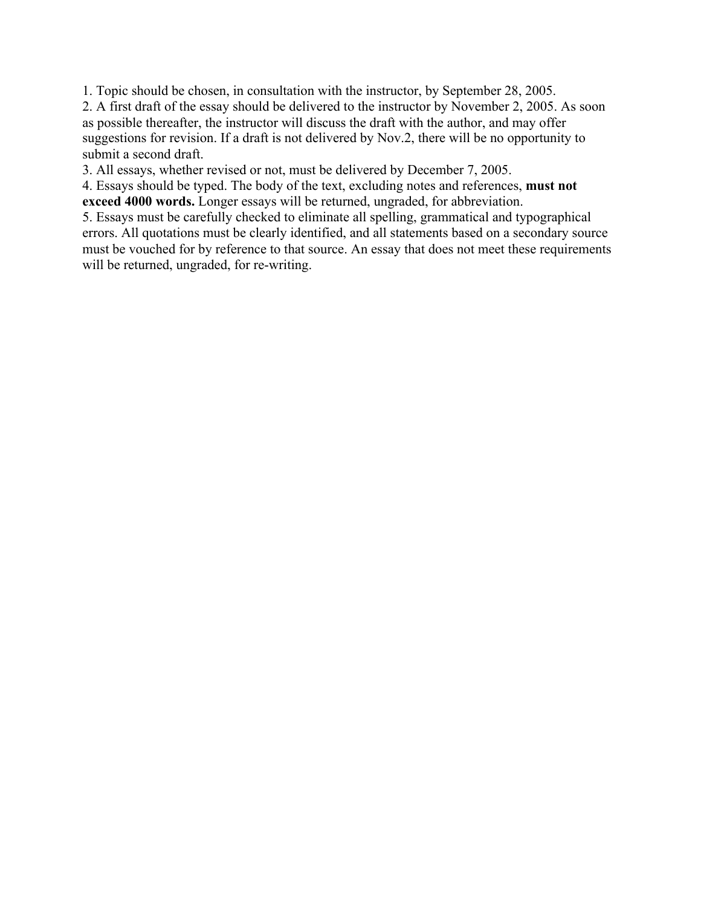1. Topic should be chosen, in consultation with the instructor, by September 28, 2005.
2. A first draft of the essay should be delivered to the instructor by November 2, 2005. As soon as possible thereafter, the instructor will discuss the draft with the author, and may offer suggestions for revision. If a draft is not delivered by Nov.2, there will be no opportunity to submit a second draft.
3. All essays, whether revised or not, must be delivered by December 7, 2005.
4. Essays should be typed. The body of the text, excluding notes and references, **must not exceed 4000 words.** Longer essays will be returned, ungraded, for abbreviation.
5. Essays must be carefully checked to eliminate all spelling, grammatical and typographical errors. All quotations must be clearly identified, and all statements based on a secondary source must be vouched for by reference to that source. An essay that does not meet these requirements will be returned, ungraded, for re-writing.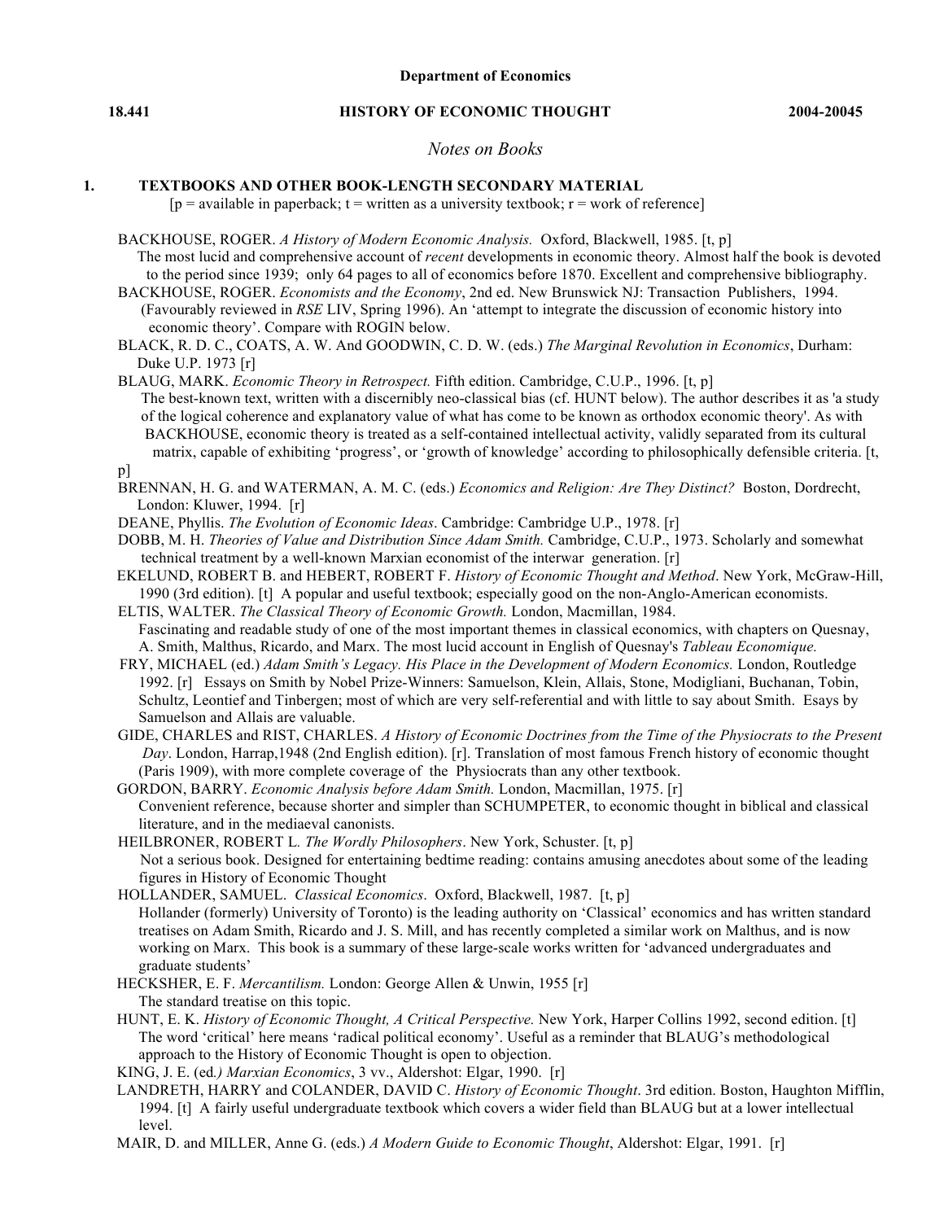**Department of Economics**

**18.441 HISTORY OF ECONOMIC THOUGHT 2004-20045**

*Notes on Books*

## 1. TEXTBOOKS AND OTHER BOOK-LENGTH SECONDARY MATERIAL

[p = available in paperback; t = written as a university textbook; r = work of reference]

BACKHOUSE, ROGER. *A History of Modern Economic Analysis.* Oxford, Blackwell, 1985. [t, p]
The most lucid and comprehensive account of *recent* developments in economic theory. Almost half the book is devoted to the period since 1939; only 64 pages to all of economics before 1870. Excellent and comprehensive bibliography.

BACKHOUSE, ROGER. *Economists and the Economy*, 2nd ed. New Brunswick NJ: Transaction Publishers, 1994. (Favourably reviewed in *RSE* LIV, Spring 1996). An 'attempt to integrate the discussion of economic history into economic theory'. Compare with ROGIN below.

BLACK, R. D. C., COATS, A. W. And GOODWIN, C. D. W. (eds.) *The Marginal Revolution in Economics*, Durham: Duke U.P. 1973 [r]

BLAUG, MARK. *Economic Theory in Retrospect.* Fifth edition. Cambridge, C.U.P., 1996. [t, p]
The best-known text, written with a discernibly neo-classical bias (cf. HUNT below). The author describes it as 'a study of the logical coherence and explanatory value of what has come to be known as orthodox economic theory'. As with BACKHOUSE, economic theory is treated as a self-contained intellectual activity, validly separated from its cultural matrix, capable of exhibiting 'progress', or 'growth of knowledge' according to philosophically defensible criteria. [t, p]

BRENNAN, H. G. and WATERMAN, A. M. C. (eds.) *Economics and Religion: Are They Distinct?* Boston, Dordrecht, London: Kluwer, 1994. [r]

DEANE, Phyllis. *The Evolution of Economic Ideas*. Cambridge: Cambridge U.P., 1978. [r]

DOBB, M. H. *Theories of Value and Distribution Since Adam Smith.* Cambridge, C.U.P., 1973. Scholarly and somewhat technical treatment by a well-known Marxian economist of the interwar generation. [r]

EKELUND, ROBERT B. and HEBERT, ROBERT F. *History of Economic Thought and Method*. New York, McGraw-Hill, 1990 (3rd edition). [t] A popular and useful textbook; especially good on the non-Anglo-American economists.

ELTIS, WALTER. *The Classical Theory of Economic Growth.* London, Macmillan, 1984.
Fascinating and readable study of one of the most important themes in classical economics, with chapters on Quesnay, A. Smith, Malthus, Ricardo, and Marx. The most lucid account in English of Quesnay's *Tableau Economique.*

FRY, MICHAEL (ed.) *Adam Smith's Legacy. His Place in the Development of Modern Economics.* London, Routledge 1992. [r] Essays on Smith by Nobel Prize-Winners: Samuelson, Klein, Allais, Stone, Modigliani, Buchanan, Tobin, Schultz, Leontief and Tinbergen; most of which are very self-referential and with little to say about Smith. Esays by Samuelson and Allais are valuable.

GIDE, CHARLES and RIST, CHARLES. *A History of Economic Doctrines from the Time of the Physiocrats to the Present Day*. London, Harrap,1948 (2nd English edition). [r]. Translation of most famous French history of economic thought (Paris 1909), with more complete coverage of the Physiocrats than any other textbook.

GORDON, BARRY. *Economic Analysis before Adam Smith.* London, Macmillan, 1975. [r]
Convenient reference, because shorter and simpler than SCHUMPETER, to economic thought in biblical and classical literature, and in the mediaeval canonists.

HEILBRONER, ROBERT L. *The Wordly Philosophers*. New York, Schuster. [t, p]
Not a serious book. Designed for entertaining bedtime reading: contains amusing anecdotes about some of the leading figures in History of Economic Thought

HOLLANDER, SAMUEL. *Classical Economics*. Oxford, Blackwell, 1987. [t, p]
Hollander (formerly) University of Toronto) is the leading authority on 'Classical' economics and has written standard treatises on Adam Smith, Ricardo and J. S. Mill, and has recently completed a similar work on Malthus, and is now working on Marx. This book is a summary of these large-scale works written for 'advanced undergraduates and graduate students'

HECKSHER, E. F. *Mercantilism.* London: George Allen & Unwin, 1955 [r]
The standard treatise on this topic.

HUNT, E. K. *History of Economic Thought, A Critical Perspective.* New York, Harper Collins 1992, second edition. [t]
The word 'critical' here means 'radical political economy'. Useful as a reminder that BLAUG's methodological approach to the History of Economic Thought is open to objection.

KING, J. E. (ed*.) Marxian Economics*, 3 vv., Aldershot: Elgar, 1990. [r]

LANDRETH, HARRY and COLANDER, DAVID C. *History of Economic Thought*. 3rd edition. Boston, Haughton Mifflin, 1994. [t] A fairly useful undergraduate textbook which covers a wider field than BLAUG but at a lower intellectual level.

MAIR, D. and MILLER, Anne G. (eds.) *A Modern Guide to Economic Thought*, Aldershot: Elgar, 1991. [r]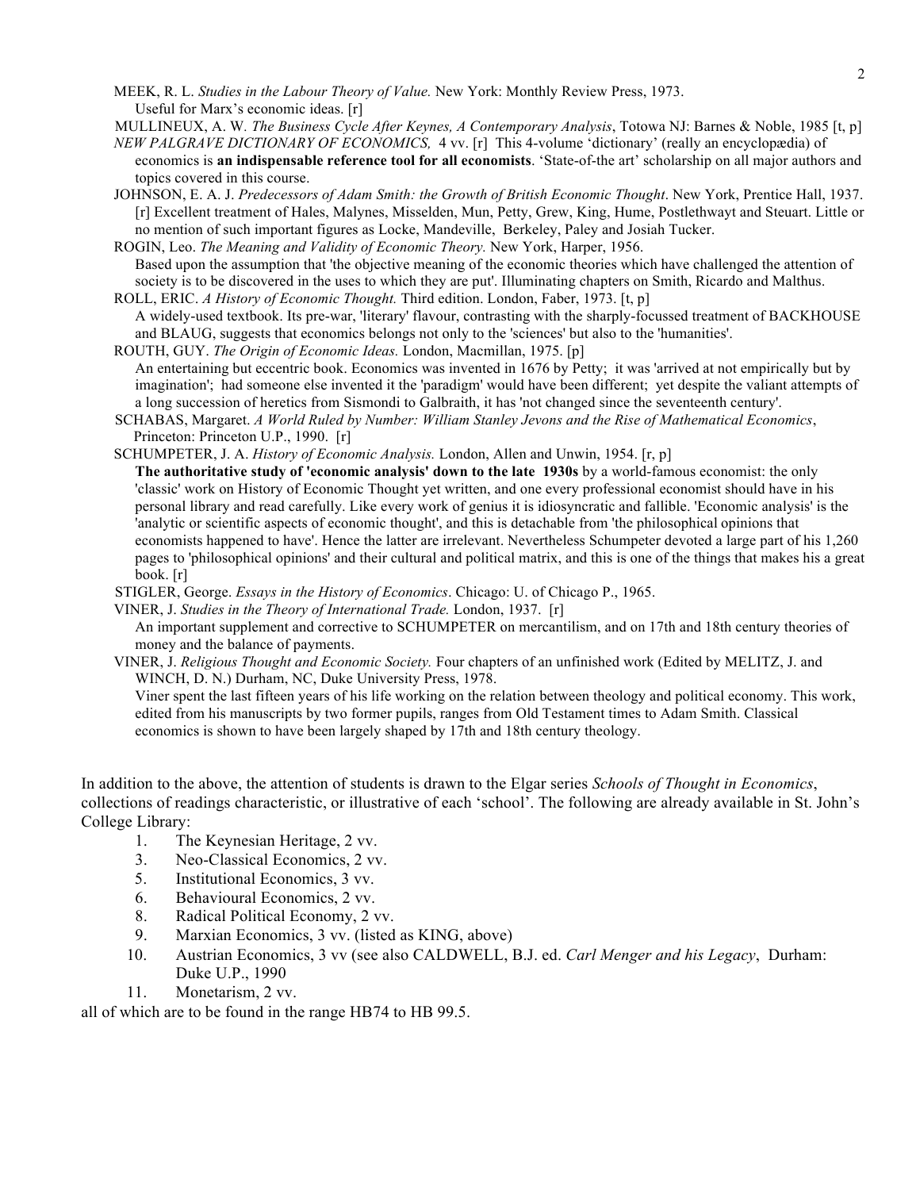MEEK, R. L. *Studies in the Labour Theory of Value.* New York: Monthly Review Press, 1973.
Useful for Marx's economic ideas. [r]

MULLINEUX, A. W. *The Business Cycle After Keynes, A Contemporary Analysis*, Totowa NJ: Barnes & Noble, 1985 [t, p]

*NEW PALGRAVE DICTIONARY OF ECONOMICS,* 4 vv. [r] This 4-volume 'dictionary' (really an encyclopædia) of economics is **an indispensable reference tool for all economists**. 'State-of-the art' scholarship on all major authors and topics covered in this course.

JOHNSON, E. A. J. *Predecessors of Adam Smith: the Growth of British Economic Thought*. New York, Prentice Hall, 1937. [r] Excellent treatment of Hales, Malynes, Misselden, Mun, Petty, Grew, King, Hume, Postlethwayt and Steuart. Little or no mention of such important figures as Locke, Mandeville, Berkeley, Paley and Josiah Tucker.

ROGIN, Leo. *The Meaning and Validity of Economic Theory.* New York, Harper, 1956.
Based upon the assumption that 'the objective meaning of the economic theories which have challenged the attention of society is to be discovered in the uses to which they are put'. Illuminating chapters on Smith, Ricardo and Malthus.

ROLL, ERIC. *A History of Economic Thought.* Third edition. London, Faber, 1973. [t, p]
A widely-used textbook. Its pre-war, 'literary' flavour, contrasting with the sharply-focussed treatment of BACKHOUSE and BLAUG, suggests that economics belongs not only to the 'sciences' but also to the 'humanities'.

ROUTH, GUY. *The Origin of Economic Ideas.* London, Macmillan, 1975. [p]
An entertaining but eccentric book. Economics was invented in 1676 by Petty; it was 'arrived at not empirically but by imagination'; had someone else invented it the 'paradigm' would have been different; yet despite the valiant attempts of a long succession of heretics from Sismondi to Galbraith, it has 'not changed since the seventeenth century'.

SCHABAS, Margaret. *A World Ruled by Number: William Stanley Jevons and the Rise of Mathematical Economics*, Princeton: Princeton U.P., 1990. [r]

SCHUMPETER, J. A. *History of Economic Analysis.* London, Allen and Unwin, 1954. [r, p]
**The authoritative study of 'economic analysis' down to the late 1930s** by a world-famous economist: the only 'classic' work on History of Economic Thought yet written, and one every professional economist should have in his personal library and read carefully. Like every work of genius it is idiosyncratic and fallible. 'Economic analysis' is the 'analytic or scientific aspects of economic thought', and this is detachable from 'the philosophical opinions that economists happened to have'. Hence the latter are irrelevant. Nevertheless Schumpeter devoted a large part of his 1,260 pages to 'philosophical opinions' and their cultural and political matrix, and this is one of the things that makes his a great book. [r]

STIGLER, George. *Essays in the History of Economics*. Chicago: U. of Chicago P., 1965.

VINER, J. *Studies in the Theory of International Trade.* London, 1937. [r]
An important supplement and corrective to SCHUMPETER on mercantilism, and on 17th and 18th century theories of money and the balance of payments.

VINER, J. *Religious Thought and Economic Society.* Four chapters of an unfinished work (Edited by MELITZ, J. and WINCH, D. N.) Durham, NC, Duke University Press, 1978.
Viner spent the last fifteen years of his life working on the relation between theology and political economy. This work, edited from his manuscripts by two former pupils, ranges from Old Testament times to Adam Smith. Classical economics is shown to have been largely shaped by 17th and 18th century theology.

In addition to the above, the attention of students is drawn to the Elgar series *Schools of Thought in Economics*, collections of readings characteristic, or illustrative of each 'school'. The following are already available in St. John's College Library:

1. The Keynesian Heritage, 2 vv.
3. Neo-Classical Economics, 2 vv.
5. Institutional Economics, 3 vv.
6. Behavioural Economics, 2 vv.
8. Radical Political Economy, 2 vv.
9. Marxian Economics, 3 vv. (listed as KING, above)
10. Austrian Economics, 3 vv (see also CALDWELL, B.J. ed. *Carl Menger and his Legacy*, Durham: Duke U.P., 1990
11. Monetarism, 2 vv.

all of which are to be found in the range HB74 to HB 99.5.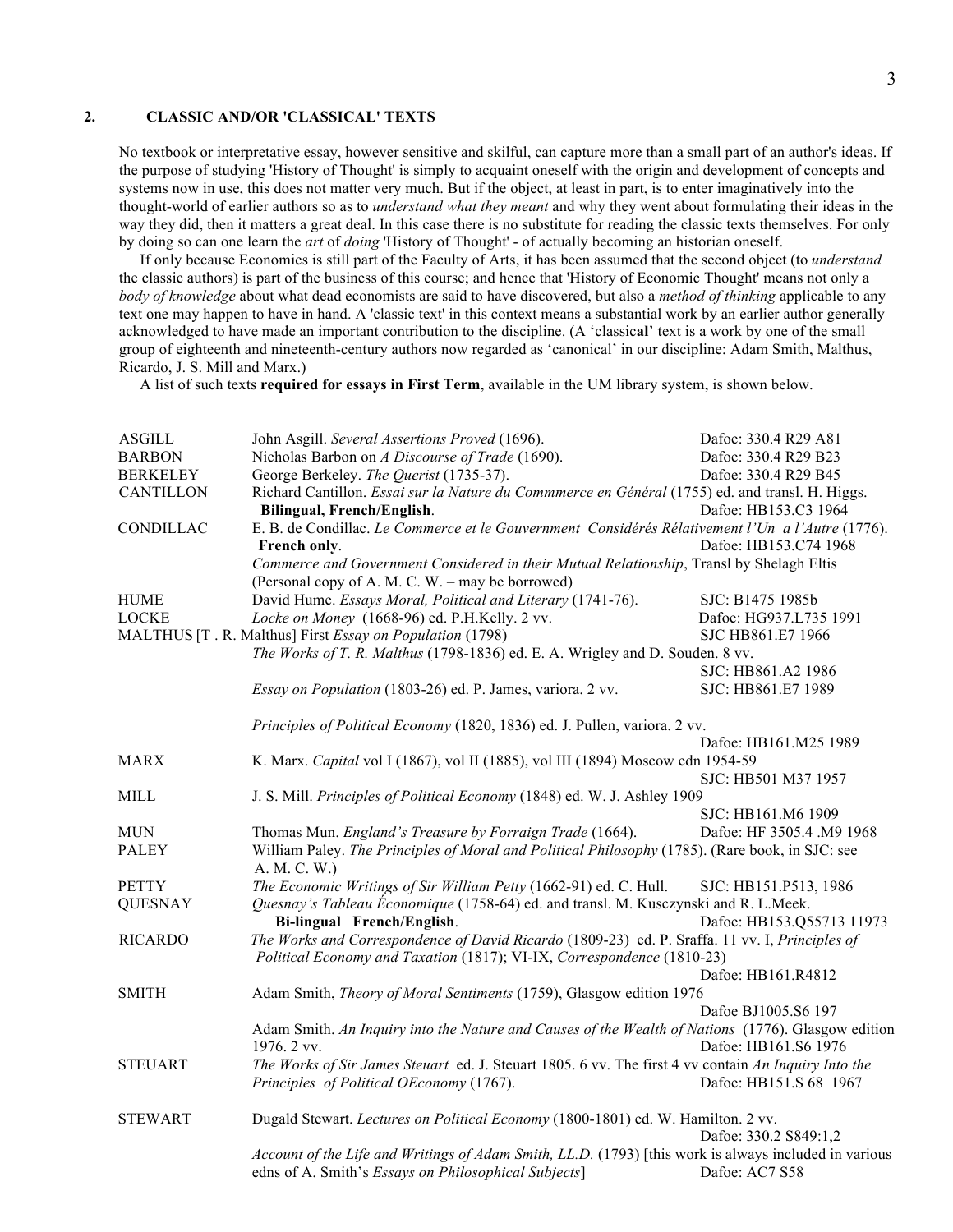## 2. CLASSIC AND/OR 'CLASSICAL' TEXTS

No textbook or interpretative essay, however sensitive and skilful, can capture more than a small part of an author's ideas. If the purpose of studying 'History of Thought' is simply to acquaint oneself with the origin and development of concepts and systems now in use, this does not matter very much. But if the object, at least in part, is to enter imaginatively into the thought-world of earlier authors so as to *understand what they meant* and why they went about formulating their ideas in the way they did, then it matters a great deal. In this case there is no substitute for reading the classic texts themselves. For only by doing so can one learn the *art* of *doing* 'History of Thought' - of actually becoming an historian oneself.

If only because Economics is still part of the Faculty of Arts, it has been assumed that the second object (to *understand* the classic authors) is part of the business of this course; and hence that 'History of Economic Thought' means not only a *body of knowledge* about what dead economists are said to have discovered, but also a *method of thinking* applicable to any text one may happen to have in hand. A 'classic text' in this context means a substantial work by an earlier author generally acknowledged to have made an important contribution to the discipline. (A 'classic**al**' text is a work by one of the small group of eighteenth and nineteenth-century authors now regarded as 'canonical' in our discipline: Adam Smith, Malthus, Ricardo, J. S. Mill and Marx.)

A list of such texts **required for essays in First Term**, available in the UM library system, is shown below.

| | | |
|---|---|---|
| ASGILL | John Asgill. *Several Assertions Proved* (1696). | Dafoe: 330.4 R29 A81 |
| BARBON | Nicholas Barbon on *A Discourse of Trade* (1690). | Dafoe: 330.4 R29 B23 |
| BERKELEY | George Berkeley. *The Querist* (1735-37). | Dafoe: 330.4 R29 B45 |
| CANTILLON | Richard Cantillon. *Essai sur la Nature du Commmerce en Général* (1755) ed. and transl. H. Higgs. **Bilingual, French/English**. | Dafoe: HB153.C3 1964 |
| CONDILLAC | E. B. de Condillac. *Le Commerce et le Gouvernement Considérés Rélativement l'Un a l'Autre* (1776). **French only**. | Dafoe: HB153.C74 1968 |
| | *Commerce and Government Considered in their Mutual Relationship*, Transl by Shelagh Eltis (Personal copy of A. M. C. W. – may be borrowed) | |
| HUME | David Hume. *Essays Moral, Political and Literary* (1741-76). | SJC: B1475 1985b |
| LOCKE | *Locke on Money* (1668-96) ed. P.H.Kelly. 2 vv. | Dafoe: HG937.L735 1991 |
| MALTHUS | [T . R. Malthus] First *Essay on Population* (1798) | SJC HB861.E7 1966 |
| | *The Works of T. R. Malthus* (1798-1836) ed. E. A. Wrigley and D. Souden. 8 vv. | SJC: HB861.A2 1986 |
| | *Essay on Population* (1803-26) ed. P. James, variora. 2 vv. | SJC: HB861.E7 1989 |
| | *Principles of Political Economy* (1820, 1836) ed. J. Pullen, variora. 2 vv. | Dafoe: HB161.M25 1989 |
| MARX | K. Marx. *Capital* vol I (1867), vol II (1885), vol III (1894) Moscow edn 1954-59 | SJC: HB501 M37 1957 |
| MILL | J. S. Mill. *Principles of Political Economy* (1848) ed. W. J. Ashley 1909 | SJC: HB161.M6 1909 |
| MUN | Thomas Mun. *England's Treasure by Forraign Trade* (1664). | Dafoe: HF 3505.4 .M9 1968 |
| PALEY | William Paley. *The Principles of Moral and Political Philosophy* (1785). (Rare book, in SJC: see A. M. C. W.) | |
| PETTY | *The Economic Writings of Sir William Petty* (1662-91) ed. C. Hull. | SJC: HB151.P513, 1986 |
| QUESNAY | *Quesnay's Tableau Économique* (1758-64) ed. and transl. M. Kusczynski and R. L.Meek. **Bi-lingual French/English**. | Dafoe: HB153.Q55713 11973 |
| RICARDO | *The Works and Correspondence of David Ricardo* (1809-23) ed. P. Sraffa. 11 vv. I, *Principles of Political Economy and Taxation* (1817); VI-IX, *Correspondence* (1810-23) | Dafoe: HB161.R4812 |
| SMITH | Adam Smith, *Theory of Moral Sentiments* (1759), Glasgow edition 1976 | Dafoe BJ1005.S6 197 |
| | Adam Smith. *An Inquiry into the Nature and Causes of the Wealth of Nations* (1776). Glasgow edition 1976. 2 vv. | Dafoe: HB161.S6 1976 |
| STEUART | *The Works of Sir James Steuart* ed. J. Steuart 1805. 6 vv. The first 4 vv contain *An Inquiry Into the Principles of Political OEconomy* (1767). | Dafoe: HB151.S 68 1967 |
| STEWART | Dugald Stewart. *Lectures on Political Economy* (1800-1801) ed. W. Hamilton. 2 vv. | Dafoe: 330.2 S849:1,2 |
| | *Account of the Life and Writings of Adam Smith, LL.D.* (1793) [this work is always included in various edns of A. Smith's *Essays on Philosophical Subjects*] | Dafoe: AC7 S58 |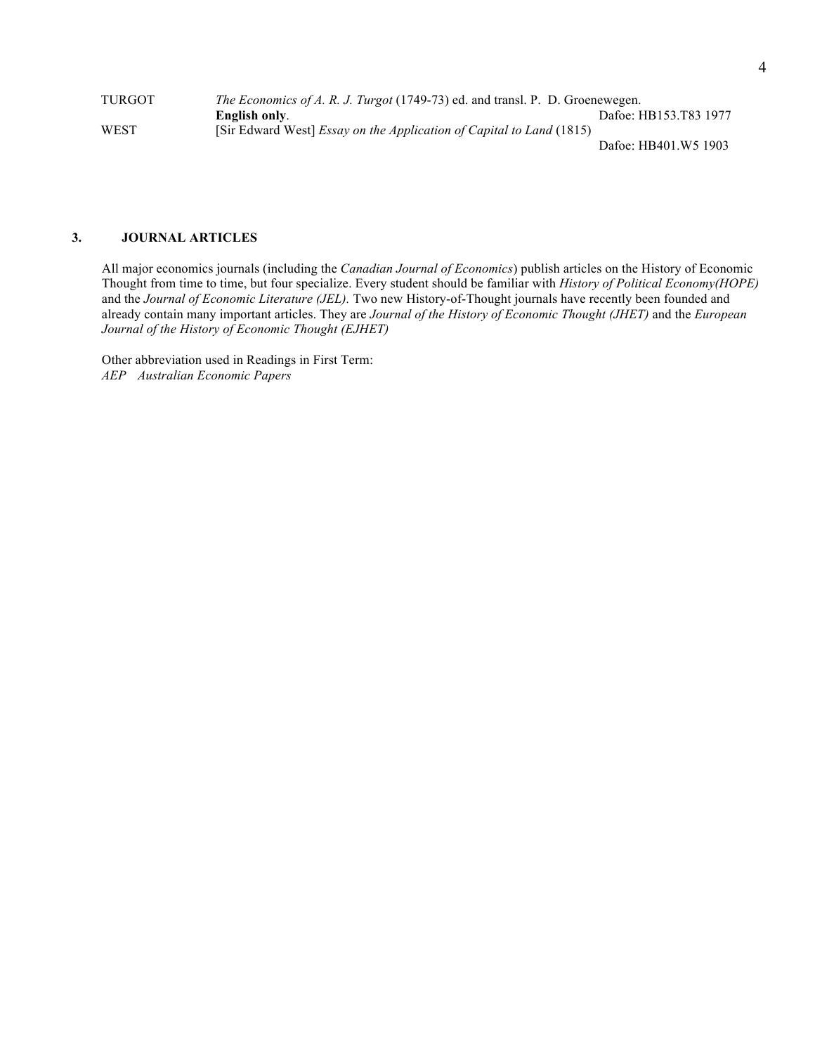| | | |
|---|---|---|
| TURGOT | *The Economics of A. R. J. Turgot* (1749-73) ed. and transl. P. D. Groenewegen. **English only**. | Dafoe: HB153.T83 1977 |
| WEST | [Sir Edward West] *Essay on the Application of Capital to Land* (1815) | Dafoe: HB401.W5 1903 |

## 3. JOURNAL ARTICLES

All major economics journals (including the *Canadian Journal of Economics*) publish articles on the History of Economic Thought from time to time, but four specialize. Every student should be familiar with *History of Political Economy(HOPE)* and the *Journal of Economic Literature (JEL).* Two new History-of-Thought journals have recently been founded and already contain many important articles. They are *Journal of the History of Economic Thought (JHET)* and the *European Journal of the History of Economic Thought (EJHET)*

Other abbreviation used in Readings in First Term:
*AEP Australian Economic Papers*